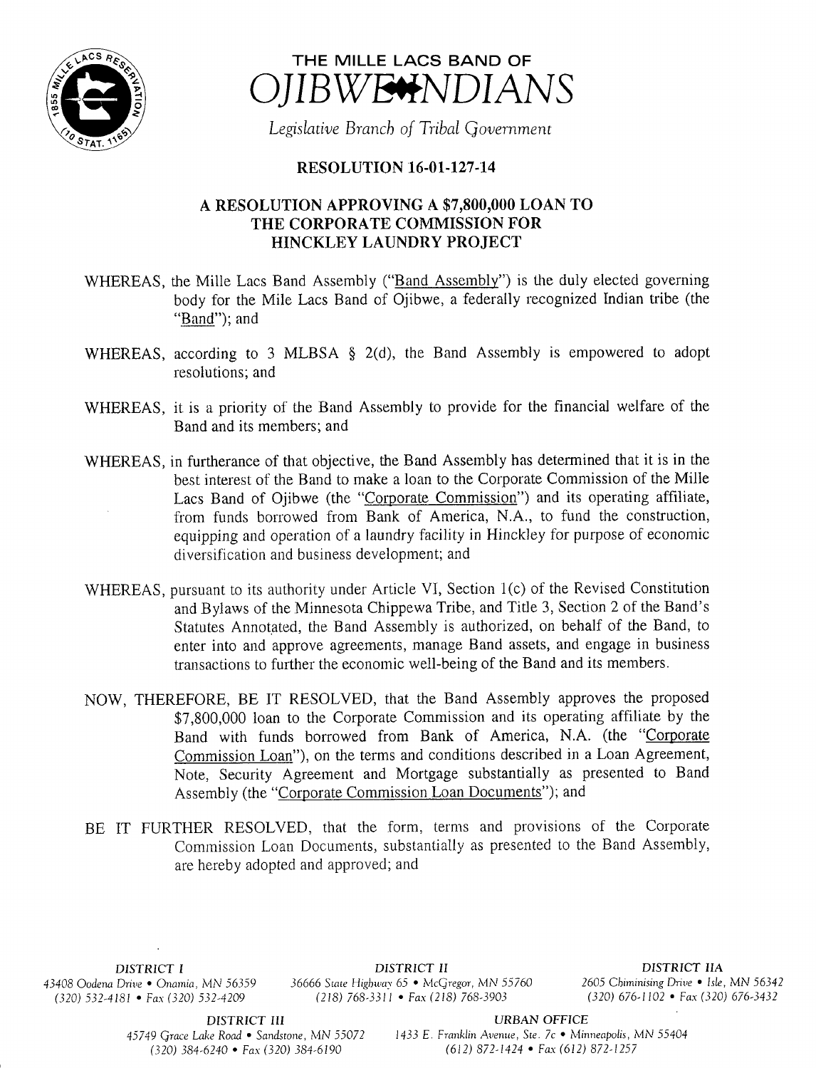# THE MILLE LACS BAND OF OJIBWE INDIANS

*Legislative Branch of Tribal Government*

## RESOLUTION 16-01-127-14

## A RESOLUTION APPROVING A $7,800,000 LOAN TO THE CORPORATE COMMISSION FOR HINCKLEY LAUNDRY PROJECT

WHEREAS, the Mille Lacs Band Assembly ("Band Assembly") is the duly elected governing body for the Mile Lacs Band of Ojibwe, a federally recognized Indian tribe (the "Band"); and

WHEREAS, according to 3 MLBSA § 2(d), the Band Assembly is empowered to adopt resolutions; and

WHEREAS, it is a priority of the Band Assembly to provide for the financial welfare of the Band and its members; and

WHEREAS, in furtherance of that objective, the Band Assembly has determined that it is in the best interest of the Band to make a loan to the Corporate Commission of the Mille Lacs Band of Ojibwe (the "Corporate Commission") and its operating affiliate, from funds borrowed from Bank of America, N.A., to fund the construction, equipping and operation of a laundry facility in Hinckley for purpose of economic diversification and business development; and

WHEREAS, pursuant to its authority under Article VI, Section 1(c) of the Revised Constitution and Bylaws of the Minnesota Chippewa Tribe, and Title 3, Section 2 of the Band's Statutes Annotated, the Band Assembly is authorized, on behalf of the Band, to enter into and approve agreements, manage Band assets, and engage in business transactions to further the economic well-being of the Band and its members.

NOW, THEREFORE, BE IT RESOLVED, that the Band Assembly approves the proposed $7,800,000 loan to the Corporate Commission and its operating affiliate by the Band with funds borrowed from Bank of America, N.A. (the "Corporate Commission Loan"), on the terms and conditions described in a Loan Agreement, Note, Security Agreement and Mortgage substantially as presented to Band Assembly (the "Corporate Commission Loan Documents"); and

BE IT FURTHER RESOLVED, that the form, terms and provisions of the Corporate Commission Loan Documents, substantially as presented to the Band Assembly, are hereby adopted and approved; and

DISTRICT I
43408 Oodena Drive • Onamia, MN 56359
(320) 532-4181 • Fax (320) 532-4209

DISTRICT II
36666 State Highway 65 • McGregor, MN 55760
(218) 768-3311 • Fax (218) 768-3903

DISTRICT IIA
2605 Chiminising Drive • Isle, MN 56342
(320) 676-1102 • Fax (320) 676-3432

DISTRICT III
45749 Grace Lake Road • Sandstone, MN 55072
(320) 384-6240 • Fax (320) 384-6190

URBAN OFFICE
1433 E. Franklin Avenue, Ste. 7c • Minneapolis, MN 55404
(612) 872-1424 • Fax (612) 872-1257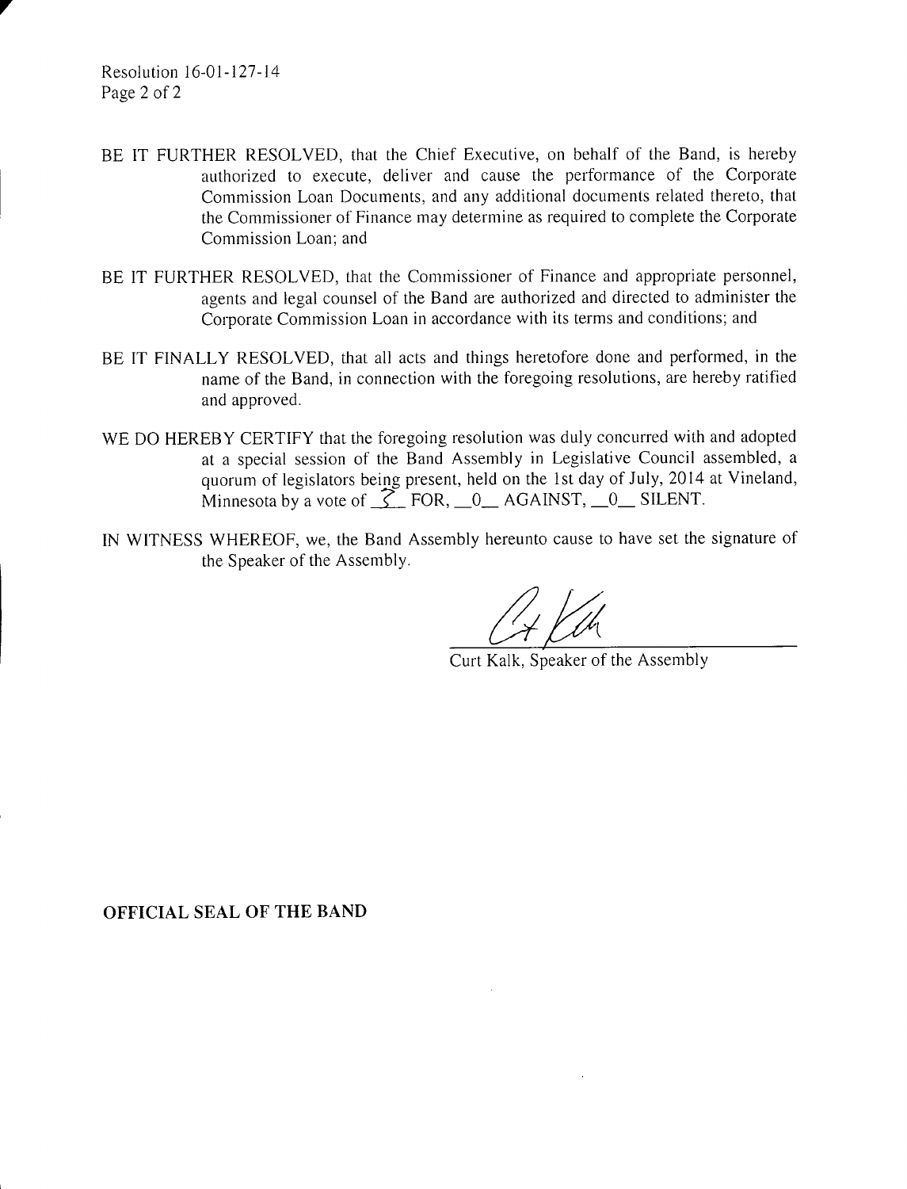BE IT FURTHER RESOLVED, that the Chief Executive, on behalf of the Band, is hereby authorized to execute, deliver and cause the performance of the Corporate Commission Loan Documents, and any additional documents related thereto, that the Commissioner of Finance may determine as required to complete the Corporate Commission Loan; and

BE IT FURTHER RESOLVED, that the Commissioner of Finance and appropriate personnel, agents and legal counsel of the Band are authorized and directed to administer the Corporate Commission Loan in accordance with its terms and conditions; and

BE IT FINALLY RESOLVED, that all acts and things heretofore done and performed, in the name of the Band, in connection with the foregoing resolutions, are hereby ratified and approved.

WE DO HEREBY CERTIFY that the foregoing resolution was duly concurred with and adopted at a special session of the Band Assembly in Legislative Council assembled, a quorum of legislators being present, held on the 1st day of July, 2014 at Vineland, Minnesota by a vote of \_3\_ FOR, \_0\_ AGAINST, \_0\_ SILENT.

IN WITNESS WHEREOF, we, the Band Assembly hereunto cause to have set the signature of the Speaker of the Assembly.

Curt Kalk, Speaker of the Assembly

**OFFICIAL SEAL OF THE BAND**